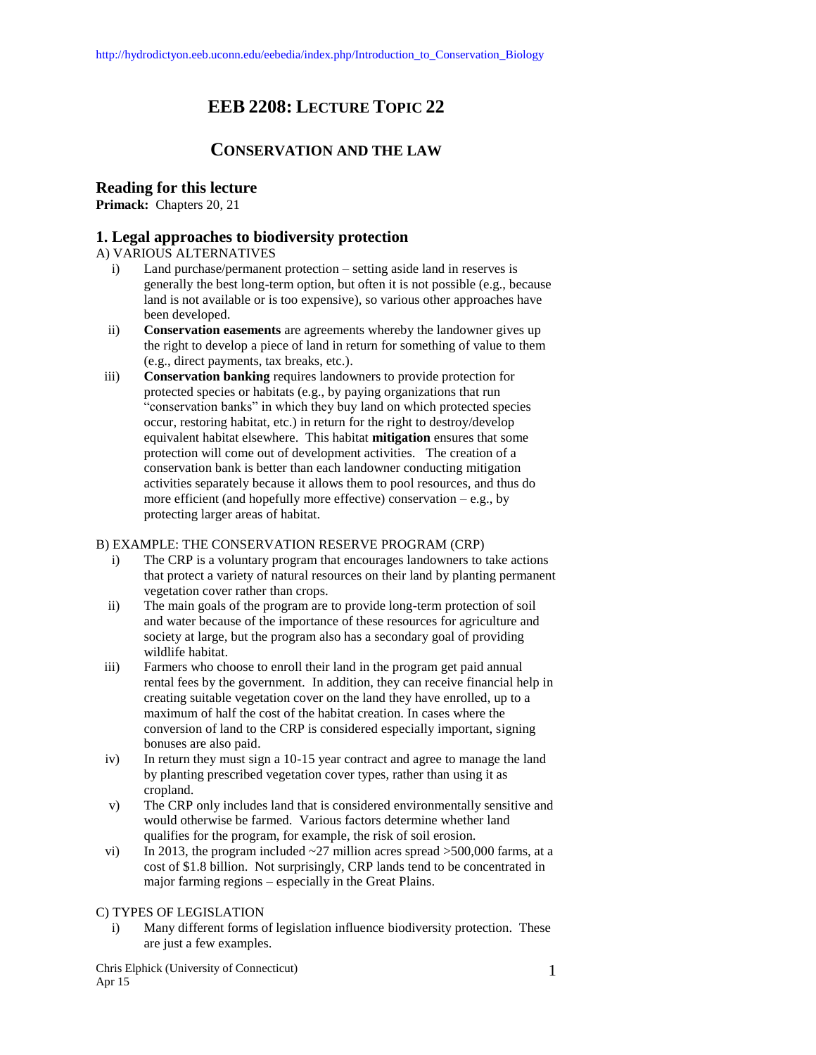http://hydrodictyon.eeb.uconn.edu/eebedia/index.php/Introduction_to_Conservation_Biology

# EEB 2208: LECTURE TOPIC 22

## CONSERVATION AND THE LAW

### Reading for this lecture

**Primack:** Chapters 20, 21

### 1. Legal approaches to biodiversity protection

A) VARIOUS ALTERNATIVES

- i) Land purchase/permanent protection – setting aside land in reserves is generally the best long-term option, but often it is not possible (e.g., because land is not available or is too expensive), so various other approaches have been developed.
- ii) **Conservation easements** are agreements whereby the landowner gives up the right to develop a piece of land in return for something of value to them (e.g., direct payments, tax breaks, etc.).
- iii) **Conservation banking** requires landowners to provide protection for protected species or habitats (e.g., by paying organizations that run "conservation banks" in which they buy land on which protected species occur, restoring habitat, etc.) in return for the right to destroy/develop equivalent habitat elsewhere. This habitat **mitigation** ensures that some protection will come out of development activities. The creation of a conservation bank is better than each landowner conducting mitigation activities separately because it allows them to pool resources, and thus do more efficient (and hopefully more effective) conservation – e.g., by protecting larger areas of habitat.

B) EXAMPLE: THE CONSERVATION RESERVE PROGRAM (CRP)

- i) The CRP is a voluntary program that encourages landowners to take actions that protect a variety of natural resources on their land by planting permanent vegetation cover rather than crops.
- ii) The main goals of the program are to provide long-term protection of soil and water because of the importance of these resources for agriculture and society at large, but the program also has a secondary goal of providing wildlife habitat.
- iii) Farmers who choose to enroll their land in the program get paid annual rental fees by the government. In addition, they can receive financial help in creating suitable vegetation cover on the land they have enrolled, up to a maximum of half the cost of the habitat creation. In cases where the conversion of land to the CRP is considered especially important, signing bonuses are also paid.
- iv) In return they must sign a 10-15 year contract and agree to manage the land by planting prescribed vegetation cover types, rather than using it as cropland.
- v) The CRP only includes land that is considered environmentally sensitive and would otherwise be farmed. Various factors determine whether land qualifies for the program, for example, the risk of soil erosion.
- vi) In 2013, the program included ~27 million acres spread >500,000 farms, at a cost of $1.8 billion. Not surprisingly, CRP lands tend to be concentrated in major farming regions – especially in the Great Plains.

C) TYPES OF LEGISLATION

- i) Many different forms of legislation influence biodiversity protection. These are just a few examples.

Chris Elphick (University of Connecticut)
Apr 15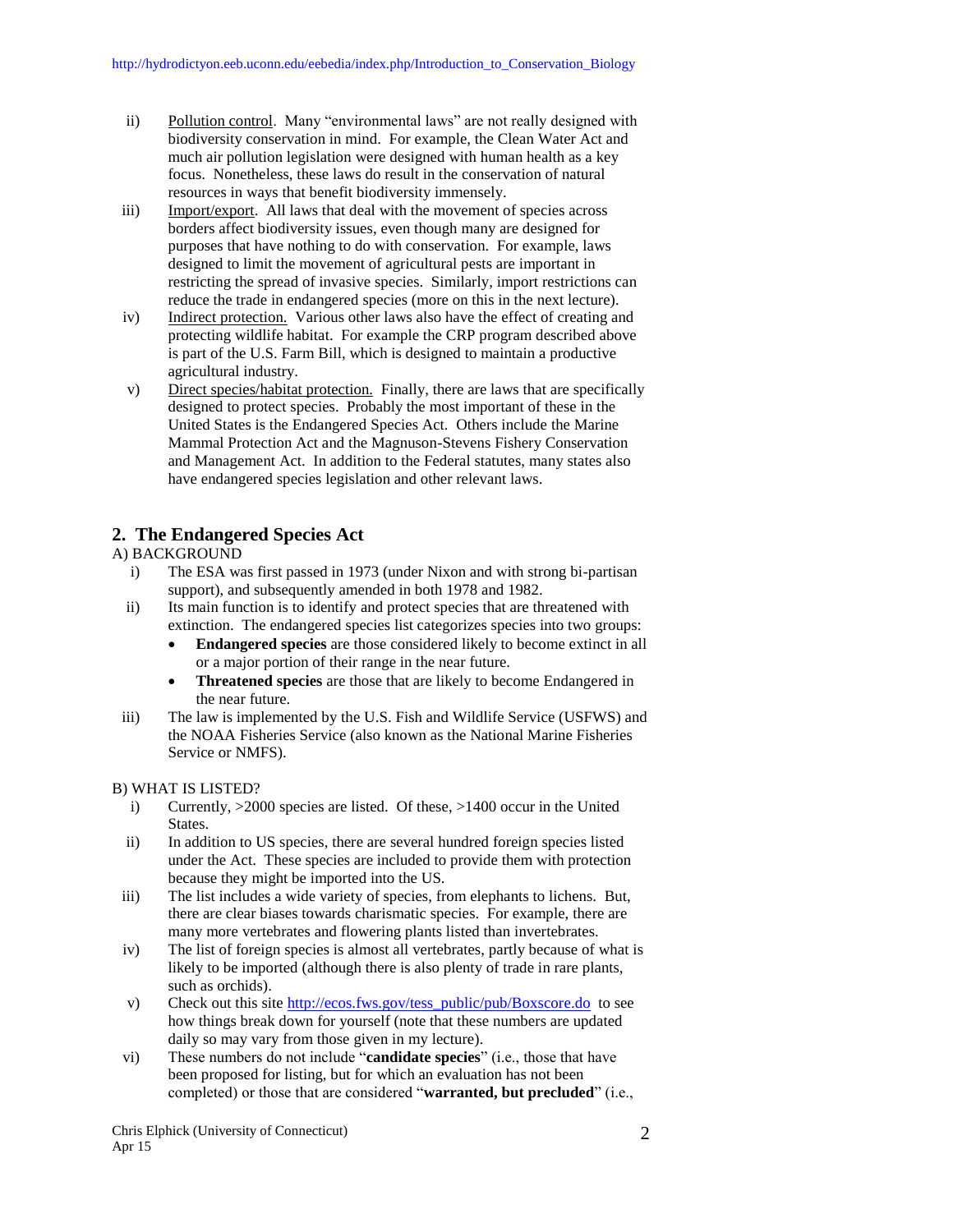ii) Pollution control. Many "environmental laws" are not really designed with biodiversity conservation in mind. For example, the Clean Water Act and much air pollution legislation were designed with human health as a key focus. Nonetheless, these laws do result in the conservation of natural resources in ways that benefit biodiversity immensely.

iii) Import/export. All laws that deal with the movement of species across borders affect biodiversity issues, even though many are designed for purposes that have nothing to do with conservation. For example, laws designed to limit the movement of agricultural pests are important in restricting the spread of invasive species. Similarly, import restrictions can reduce the trade in endangered species (more on this in the next lecture).

iv) Indirect protection. Various other laws also have the effect of creating and protecting wildlife habitat. For example the CRP program described above is part of the U.S. Farm Bill, which is designed to maintain a productive agricultural industry.

v) Direct species/habitat protection. Finally, there are laws that are specifically designed to protect species. Probably the most important of these in the United States is the Endangered Species Act. Others include the Marine Mammal Protection Act and the Magnuson-Stevens Fishery Conservation and Management Act. In addition to the Federal statutes, many states also have endangered species legislation and other relevant laws.

## 2. The Endangered Species Act

A) BACKGROUND

i) The ESA was first passed in 1973 (under Nixon and with strong bi-partisan support), and subsequently amended in both 1978 and 1982.

ii) Its main function is to identify and protect species that are threatened with extinction. The endangered species list categorizes species into two groups:
- **Endangered species** are those considered likely to become extinct in all or a major portion of their range in the near future.
- **Threatened species** are those that are likely to become Endangered in the near future.

iii) The law is implemented by the U.S. Fish and Wildlife Service (USFWS) and the NOAA Fisheries Service (also known as the National Marine Fisheries Service or NMFS).

B) WHAT IS LISTED?

i) Currently, >2000 species are listed. Of these, >1400 occur in the United States.

ii) In addition to US species, there are several hundred foreign species listed under the Act. These species are included to provide them with protection because they might be imported into the US.

iii) The list includes a wide variety of species, from elephants to lichens. But, there are clear biases towards charismatic species. For example, there are many more vertebrates and flowering plants listed than invertebrates.

iv) The list of foreign species is almost all vertebrates, partly because of what is likely to be imported (although there is also plenty of trade in rare plants, such as orchids).

v) Check out this site http://ecos.fws.gov/tess_public/pub/Boxscore.do to see how things break down for yourself (note that these numbers are updated daily so may vary from those given in my lecture).

vi) These numbers do not include "**candidate species**" (i.e., those that have been proposed for listing, but for which an evaluation has not been completed) or those that are considered "**warranted, but precluded**" (i.e.,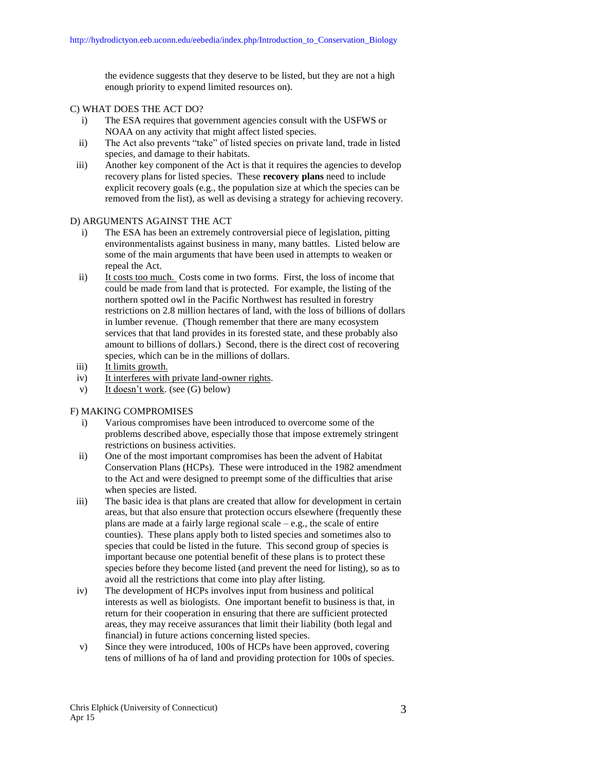the evidence suggests that they deserve to be listed, but they are not a high enough priority to expend limited resources on).

C) WHAT DOES THE ACT DO?

i) The ESA requires that government agencies consult with the USFWS or NOAA on any activity that might affect listed species.

ii) The Act also prevents "take" of listed species on private land, trade in listed species, and damage to their habitats.

iii) Another key component of the Act is that it requires the agencies to develop recovery plans for listed species. These **recovery plans** need to include explicit recovery goals (e.g., the population size at which the species can be removed from the list), as well as devising a strategy for achieving recovery.

D) ARGUMENTS AGAINST THE ACT

i) The ESA has been an extremely controversial piece of legislation, pitting environmentalists against business in many, many battles. Listed below are some of the main arguments that have been used in attempts to weaken or repeal the Act.

ii) <u>It costs too much.</u> Costs come in two forms. First, the loss of income that could be made from land that is protected. For example, the listing of the northern spotted owl in the Pacific Northwest has resulted in forestry restrictions on 2.8 million hectares of land, with the loss of billions of dollars in lumber revenue. (Though remember that there are many ecosystem services that that land provides in its forested state, and these probably also amount to billions of dollars.) Second, there is the direct cost of recovering species, which can be in the millions of dollars.

iii) <u>It limits growth.</u>

iv) <u>It interferes with private land-owner rights</u>.

v) <u>It doesn't work</u>. (see (G) below)

F) MAKING COMPROMISES

i) Various compromises have been introduced to overcome some of the problems described above, especially those that impose extremely stringent restrictions on business activities.

ii) One of the most important compromises has been the advent of Habitat Conservation Plans (HCPs). These were introduced in the 1982 amendment to the Act and were designed to preempt some of the difficulties that arise when species are listed.

iii) The basic idea is that plans are created that allow for development in certain areas, but that also ensure that protection occurs elsewhere (frequently these plans are made at a fairly large regional scale – e.g., the scale of entire counties). These plans apply both to listed species and sometimes also to species that could be listed in the future. This second group of species is important because one potential benefit of these plans is to protect these species before they become listed (and prevent the need for listing), so as to avoid all the restrictions that come into play after listing.

iv) The development of HCPs involves input from business and political interests as well as biologists. One important benefit to business is that, in return for their cooperation in ensuring that there are sufficient protected areas, they may receive assurances that limit their liability (both legal and financial) in future actions concerning listed species.

v) Since they were introduced, 100s of HCPs have been approved, covering tens of millions of ha of land and providing protection for 100s of species.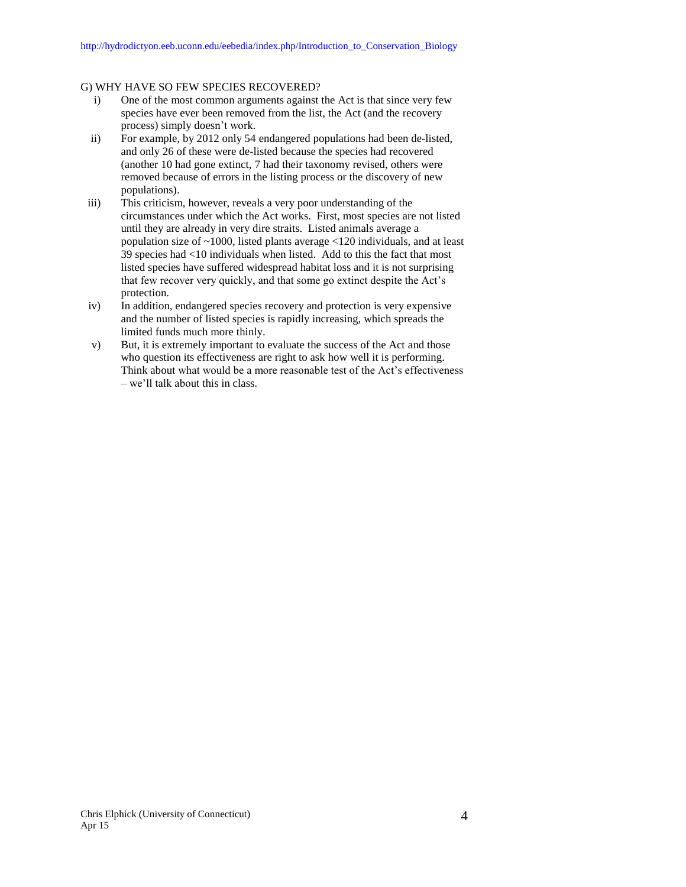G) WHY HAVE SO FEW SPECIES RECOVERED?

i) One of the most common arguments against the Act is that since very few species have ever been removed from the list, the Act (and the recovery process) simply doesn't work.

ii) For example, by 2012 only 54 endangered populations had been de-listed, and only 26 of these were de-listed because the species had recovered (another 10 had gone extinct, 7 had their taxonomy revised, others were removed because of errors in the listing process or the discovery of new populations).

iii) This criticism, however, reveals a very poor understanding of the circumstances under which the Act works. First, most species are not listed until they are already in very dire straits. Listed animals average a population size of ~1000, listed plants average <120 individuals, and at least 39 species had <10 individuals when listed. Add to this the fact that most listed species have suffered widespread habitat loss and it is not surprising that few recover very quickly, and that some go extinct despite the Act's protection.

iv) In addition, endangered species recovery and protection is very expensive and the number of listed species is rapidly increasing, which spreads the limited funds much more thinly.

v) But, it is extremely important to evaluate the success of the Act and those who question its effectiveness are right to ask how well it is performing. Think about what would be a more reasonable test of the Act's effectiveness – we'll talk about this in class.